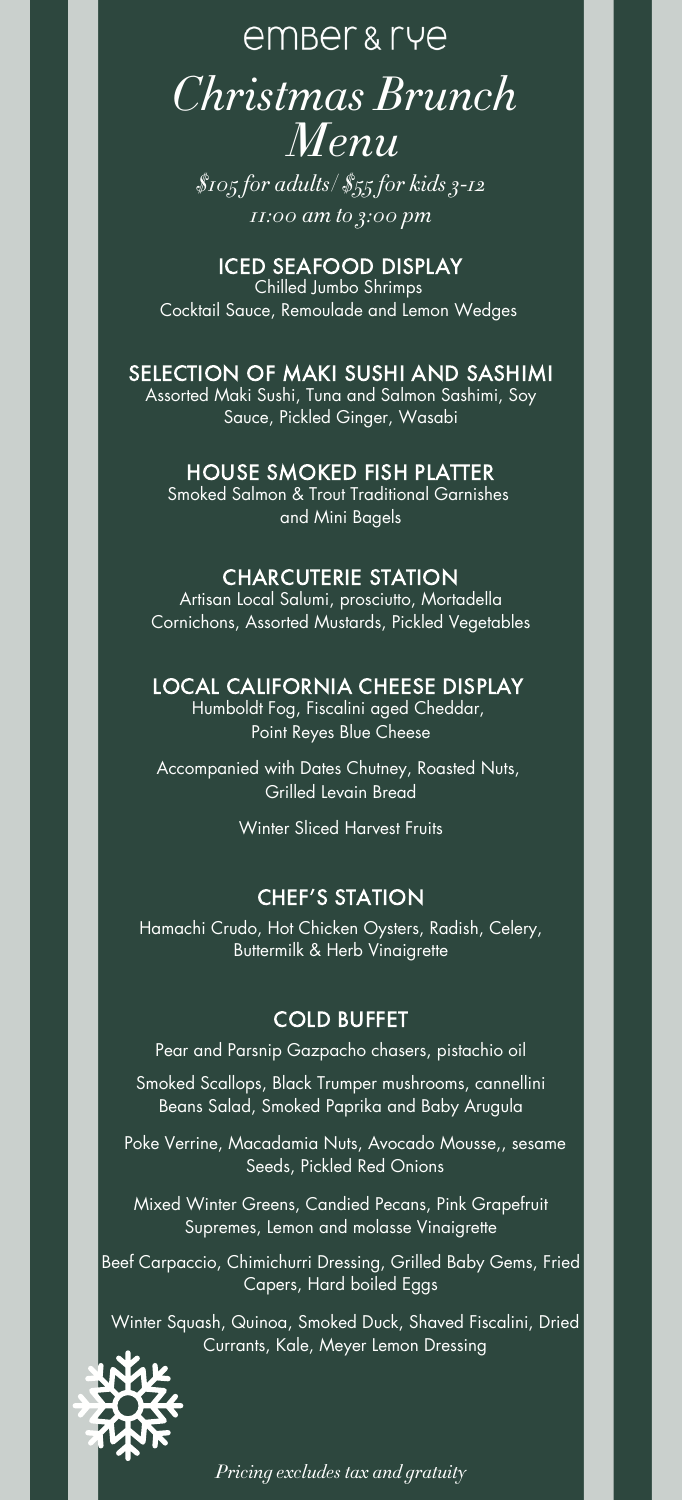# ember & rye

## *Christmas Brunch Menu*

*$105 for adults/ $55 for kids 3-12*
*11:00 am to 3:00 pm*

### ICED SEAFOOD DISPLAY

Chilled Jumbo Shrimps
Cocktail Sauce, Remoulade and Lemon Wedges

### SELECTION OF MAKI SUSHI AND SASHIMI

Assorted Maki Sushi, Tuna and Salmon Sashimi, Soy Sauce, Pickled Ginger, Wasabi

### HOUSE SMOKED FISH PLATTER

Smoked Salmon & Trout Traditional Garnishes and Mini Bagels

### CHARCUTERIE STATION

Artisan Local Salumi, prosciutto, Mortadella
Cornichons, Assorted Mustards, Pickled Vegetables

### LOCAL CALIFORNIA CHEESE DISPLAY

Humboldt Fog, Fiscalini aged Cheddar,
Point Reyes Blue Cheese

Accompanied with Dates Chutney, Roasted Nuts, Grilled Levain Bread

Winter Sliced Harvest Fruits

### CHEF'S STATION

Hamachi Crudo, Hot Chicken Oysters, Radish, Celery, Buttermilk & Herb Vinaigrette

### COLD BUFFET

Pear and Parsnip Gazpacho chasers, pistachio oil

Smoked Scallops, Black Trumper mushrooms, cannellini Beans Salad, Smoked Paprika and Baby Arugula

Poke Verrine, Macadamia Nuts, Avocado Mousse,, sesame Seeds, Pickled Red Onions

Mixed Winter Greens, Candied Pecans, Pink Grapefruit Supremes, Lemon and molasse Vinaigrette

Beef Carpaccio, Chimichurri Dressing, Grilled Baby Gems, Fried Capers, Hard boiled Eggs

Winter Squash, Quinoa, Smoked Duck, Shaved Fiscalini, Dried Currants, Kale, Meyer Lemon Dressing

*Pricing excludes tax and gratuity*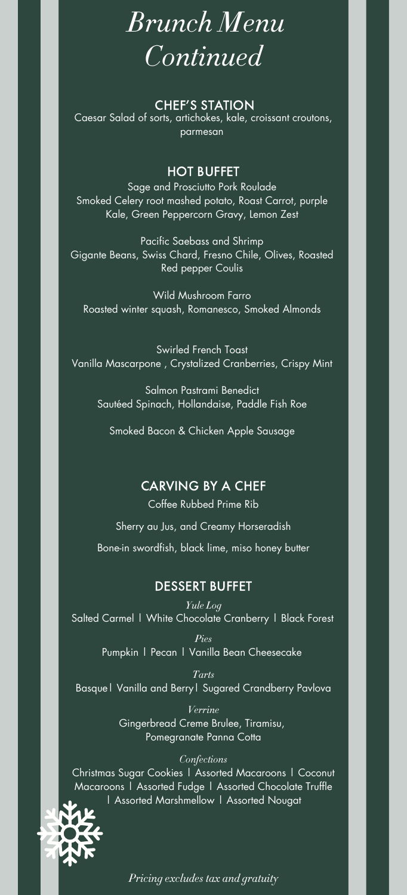# *Brunch Menu Continued*

## CHEF'S STATION

Caesar Salad of sorts, artichokes, kale, croissant croutons, parmesan

## HOT BUFFET

Sage and Prosciutto Pork Roulade
Smoked Celery root mashed potato, Roast Carrot, purple Kale, Green Peppercorn Gravy, Lemon Zest

Pacific Saebass and Shrimp
Gigante Beans, Swiss Chard, Fresno Chile, Olives, Roasted Red pepper Coulis

Wild Mushroom Farro
Roasted winter squash, Romanesco, Smoked Almonds

Swirled French Toast
Vanilla Mascarpone , Crystalized Cranberries, Crispy Mint

Salmon Pastrami Benedict
Sautéed Spinach, Hollandaise, Paddle Fish Roe

Smoked Bacon & Chicken Apple Sausage

## CARVING BY A CHEF

Coffee Rubbed Prime Rib

Sherry au Jus, and Creamy Horseradish

Bone-in swordfish, black lime, miso honey butter

## DESSERT BUFFET

*Yule Log*
Salted Carmel | White Chocolate Cranberry | Black Forest

*Pies*
Pumpkin | Pecan | Vanilla Bean Cheesecake

*Tarts*
Basque| Vanilla and Berry| Sugared Crandberry Pavlova

*Verrine*
Gingerbread Creme Brulee, Tiramisu, Pomegranate Panna Cotta

*Confections*
Christmas Sugar Cookies | Assorted Macaroons | Coconut Macaroons | Assorted Fudge | Assorted Chocolate Truffle | Assorted Marshmellow | Assorted Nougat

*Pricing excludes tax and gratuity*